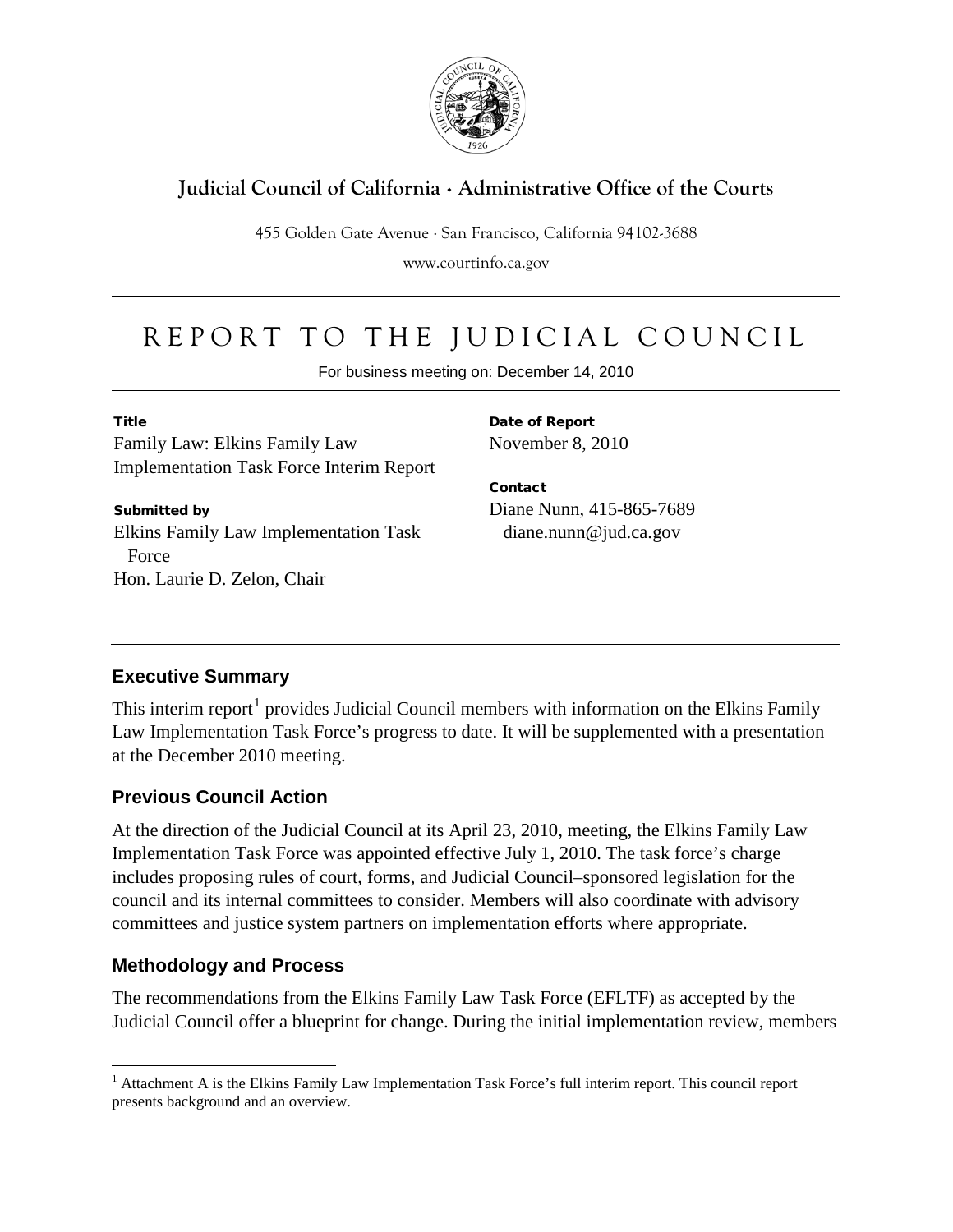**Judicial Council of California · Administrative Office of the Courts**

455 Golden Gate Avenue · San Francisco, California 94102-3688

www.courtinfo.ca.gov

# REPORT TO THE JUDICIAL COUNCIL

For business meeting on: December 14, 2010

**Title**
Family Law: Elkins Family Law Implementation Task Force Interim Report

**Submitted by**
Elkins Family Law Implementation Task Force
Hon. Laurie D. Zelon, Chair

**Date of Report**
November 8, 2010

**Contact**
Diane Nunn, 415-865-7689
diane.nunn@jud.ca.gov

## Executive Summary

This interim report[1] provides Judicial Council members with information on the Elkins Family Law Implementation Task Force's progress to date. It will be supplemented with a presentation at the December 2010 meeting.

## Previous Council Action

At the direction of the Judicial Council at its April 23, 2010, meeting, the Elkins Family Law Implementation Task Force was appointed effective July 1, 2010. The task force's charge includes proposing rules of court, forms, and Judicial Council–sponsored legislation for the council and its internal committees to consider. Members will also coordinate with advisory committees and justice system partners on implementation efforts where appropriate.

## Methodology and Process

The recommendations from the Elkins Family Law Task Force (EFLTF) as accepted by the Judicial Council offer a blueprint for change. During the initial implementation review, members

[1] Attachment A is the Elkins Family Law Implementation Task Force's full interim report. This council report presents background and an overview.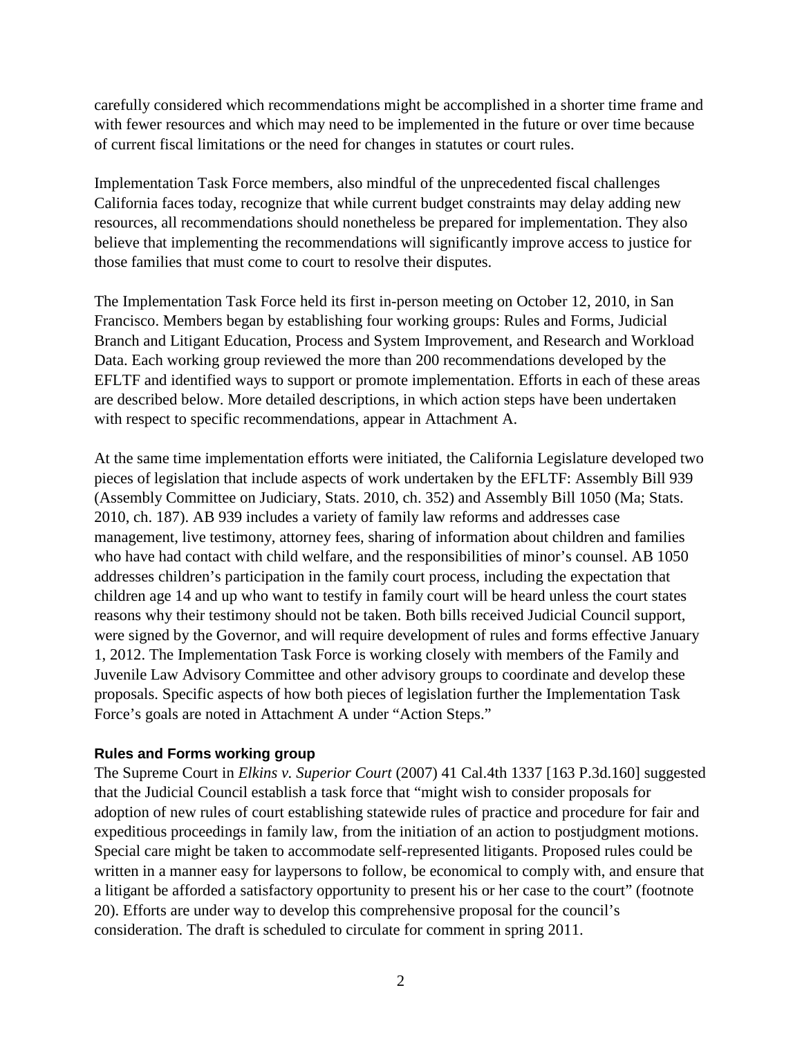carefully considered which recommendations might be accomplished in a shorter time frame and with fewer resources and which may need to be implemented in the future or over time because of current fiscal limitations or the need for changes in statutes or court rules.

Implementation Task Force members, also mindful of the unprecedented fiscal challenges California faces today, recognize that while current budget constraints may delay adding new resources, all recommendations should nonetheless be prepared for implementation. They also believe that implementing the recommendations will significantly improve access to justice for those families that must come to court to resolve their disputes.

The Implementation Task Force held its first in-person meeting on October 12, 2010, in San Francisco. Members began by establishing four working groups: Rules and Forms, Judicial Branch and Litigant Education, Process and System Improvement, and Research and Workload Data. Each working group reviewed the more than 200 recommendations developed by the EFLTF and identified ways to support or promote implementation. Efforts in each of these areas are described below. More detailed descriptions, in which action steps have been undertaken with respect to specific recommendations, appear in Attachment A.

At the same time implementation efforts were initiated, the California Legislature developed two pieces of legislation that include aspects of work undertaken by the EFLTF: Assembly Bill 939 (Assembly Committee on Judiciary, Stats. 2010, ch. 352) and Assembly Bill 1050 (Ma; Stats. 2010, ch. 187). AB 939 includes a variety of family law reforms and addresses case management, live testimony, attorney fees, sharing of information about children and families who have had contact with child welfare, and the responsibilities of minor's counsel. AB 1050 addresses children's participation in the family court process, including the expectation that children age 14 and up who want to testify in family court will be heard unless the court states reasons why their testimony should not be taken. Both bills received Judicial Council support, were signed by the Governor, and will require development of rules and forms effective January 1, 2012. The Implementation Task Force is working closely with members of the Family and Juvenile Law Advisory Committee and other advisory groups to coordinate and develop these proposals. Specific aspects of how both pieces of legislation further the Implementation Task Force's goals are noted in Attachment A under "Action Steps."

#### Rules and Forms working group

The Supreme Court in *Elkins v. Superior Court* (2007) 41 Cal.4th 1337 [163 P.3d.160] suggested that the Judicial Council establish a task force that "might wish to consider proposals for adoption of new rules of court establishing statewide rules of practice and procedure for fair and expeditious proceedings in family law, from the initiation of an action to postjudgment motions. Special care might be taken to accommodate self-represented litigants. Proposed rules could be written in a manner easy for laypersons to follow, be economical to comply with, and ensure that a litigant be afforded a satisfactory opportunity to present his or her case to the court" (footnote 20). Efforts are under way to develop this comprehensive proposal for the council's consideration. The draft is scheduled to circulate for comment in spring 2011.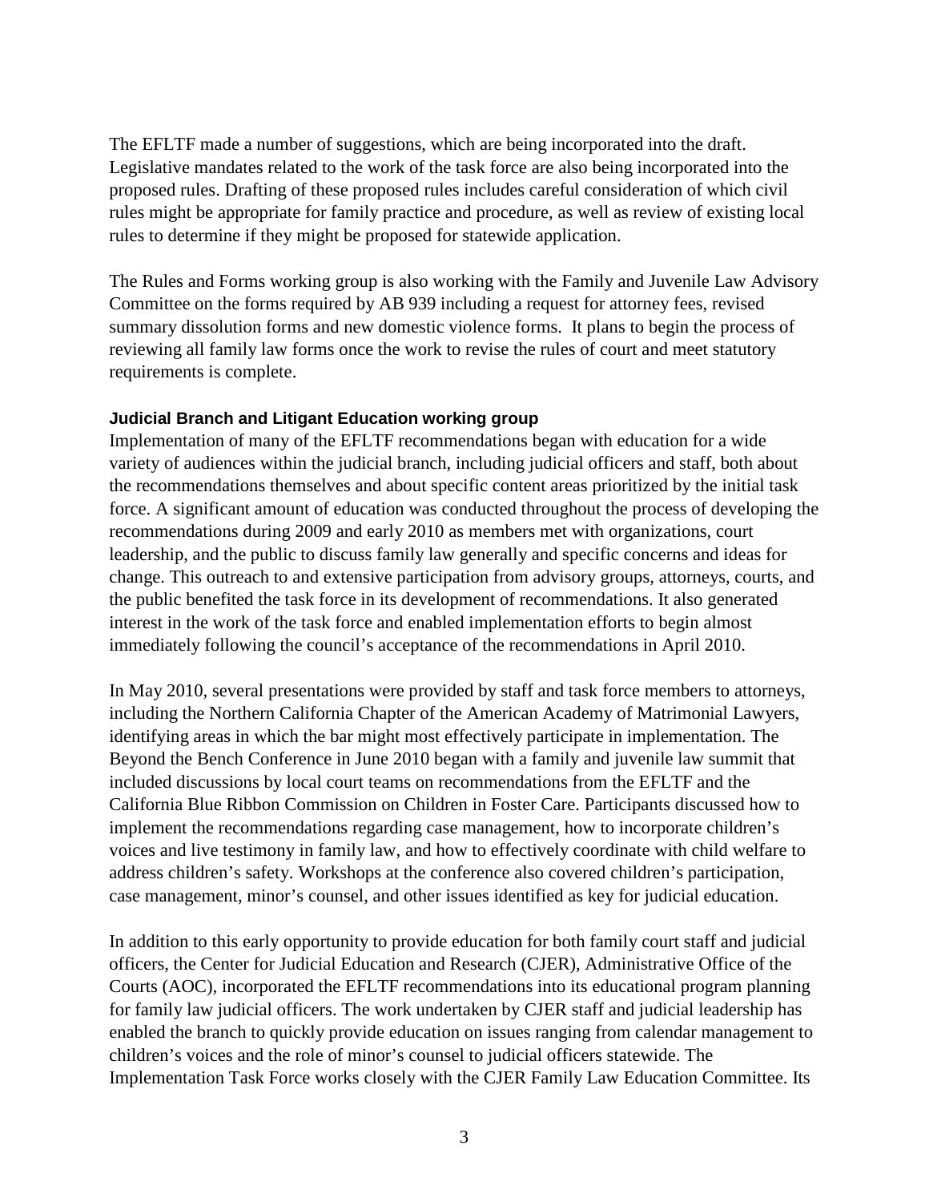The EFLTF made a number of suggestions, which are being incorporated into the draft. Legislative mandates related to the work of the task force are also being incorporated into the proposed rules. Drafting of these proposed rules includes careful consideration of which civil rules might be appropriate for family practice and procedure, as well as review of existing local rules to determine if they might be proposed for statewide application.

The Rules and Forms working group is also working with the Family and Juvenile Law Advisory Committee on the forms required by AB 939 including a request for attorney fees, revised summary dissolution forms and new domestic violence forms. It plans to begin the process of reviewing all family law forms once the work to revise the rules of court and meet statutory requirements is complete.

#### Judicial Branch and Litigant Education working group

Implementation of many of the EFLTF recommendations began with education for a wide variety of audiences within the judicial branch, including judicial officers and staff, both about the recommendations themselves and about specific content areas prioritized by the initial task force. A significant amount of education was conducted throughout the process of developing the recommendations during 2009 and early 2010 as members met with organizations, court leadership, and the public to discuss family law generally and specific concerns and ideas for change. This outreach to and extensive participation from advisory groups, attorneys, courts, and the public benefited the task force in its development of recommendations. It also generated interest in the work of the task force and enabled implementation efforts to begin almost immediately following the council's acceptance of the recommendations in April 2010.

In May 2010, several presentations were provided by staff and task force members to attorneys, including the Northern California Chapter of the American Academy of Matrimonial Lawyers, identifying areas in which the bar might most effectively participate in implementation. The Beyond the Bench Conference in June 2010 began with a family and juvenile law summit that included discussions by local court teams on recommendations from the EFLTF and the California Blue Ribbon Commission on Children in Foster Care. Participants discussed how to implement the recommendations regarding case management, how to incorporate children's voices and live testimony in family law, and how to effectively coordinate with child welfare to address children's safety. Workshops at the conference also covered children's participation, case management, minor's counsel, and other issues identified as key for judicial education.

In addition to this early opportunity to provide education for both family court staff and judicial officers, the Center for Judicial Education and Research (CJER), Administrative Office of the Courts (AOC), incorporated the EFLTF recommendations into its educational program planning for family law judicial officers. The work undertaken by CJER staff and judicial leadership has enabled the branch to quickly provide education on issues ranging from calendar management to children's voices and the role of minor's counsel to judicial officers statewide. The Implementation Task Force works closely with the CJER Family Law Education Committee. Its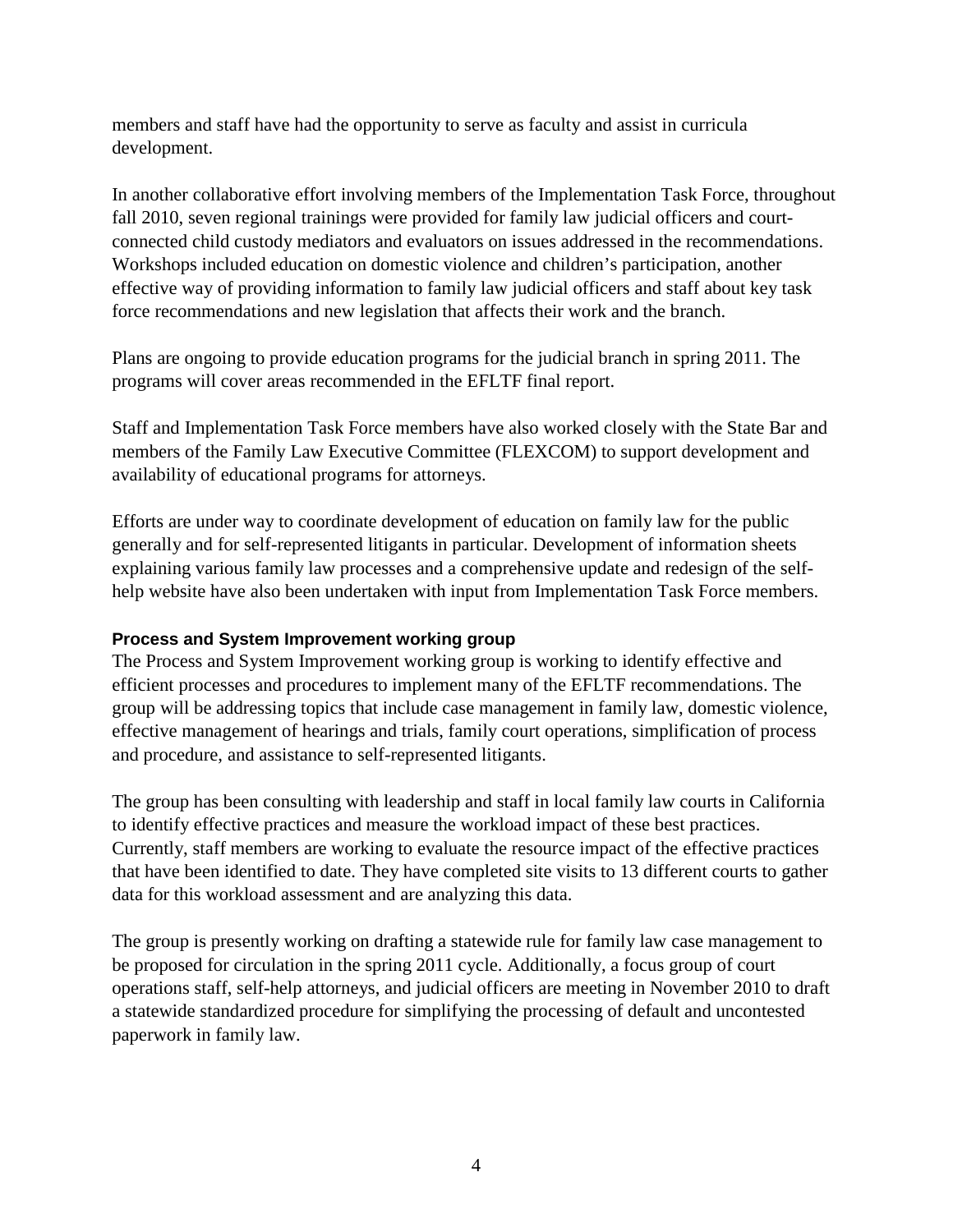members and staff have had the opportunity to serve as faculty and assist in curricula development.

In another collaborative effort involving members of the Implementation Task Force, throughout fall 2010, seven regional trainings were provided for family law judicial officers and court-connected child custody mediators and evaluators on issues addressed in the recommendations. Workshops included education on domestic violence and children's participation, another effective way of providing information to family law judicial officers and staff about key task force recommendations and new legislation that affects their work and the branch.

Plans are ongoing to provide education programs for the judicial branch in spring 2011. The programs will cover areas recommended in the EFLTF final report.

Staff and Implementation Task Force members have also worked closely with the State Bar and members of the Family Law Executive Committee (FLEXCOM) to support development and availability of educational programs for attorneys.

Efforts are under way to coordinate development of education on family law for the public generally and for self-represented litigants in particular. Development of information sheets explaining various family law processes and a comprehensive update and redesign of the self-help website have also been undertaken with input from Implementation Task Force members.

### Process and System Improvement working group

The Process and System Improvement working group is working to identify effective and efficient processes and procedures to implement many of the EFLTF recommendations. The group will be addressing topics that include case management in family law, domestic violence, effective management of hearings and trials, family court operations, simplification of process and procedure, and assistance to self-represented litigants.

The group has been consulting with leadership and staff in local family law courts in California to identify effective practices and measure the workload impact of these best practices. Currently, staff members are working to evaluate the resource impact of the effective practices that have been identified to date. They have completed site visits to 13 different courts to gather data for this workload assessment and are analyzing this data.

The group is presently working on drafting a statewide rule for family law case management to be proposed for circulation in the spring 2011 cycle. Additionally, a focus group of court operations staff, self-help attorneys, and judicial officers are meeting in November 2010 to draft a statewide standardized procedure for simplifying the processing of default and uncontested paperwork in family law.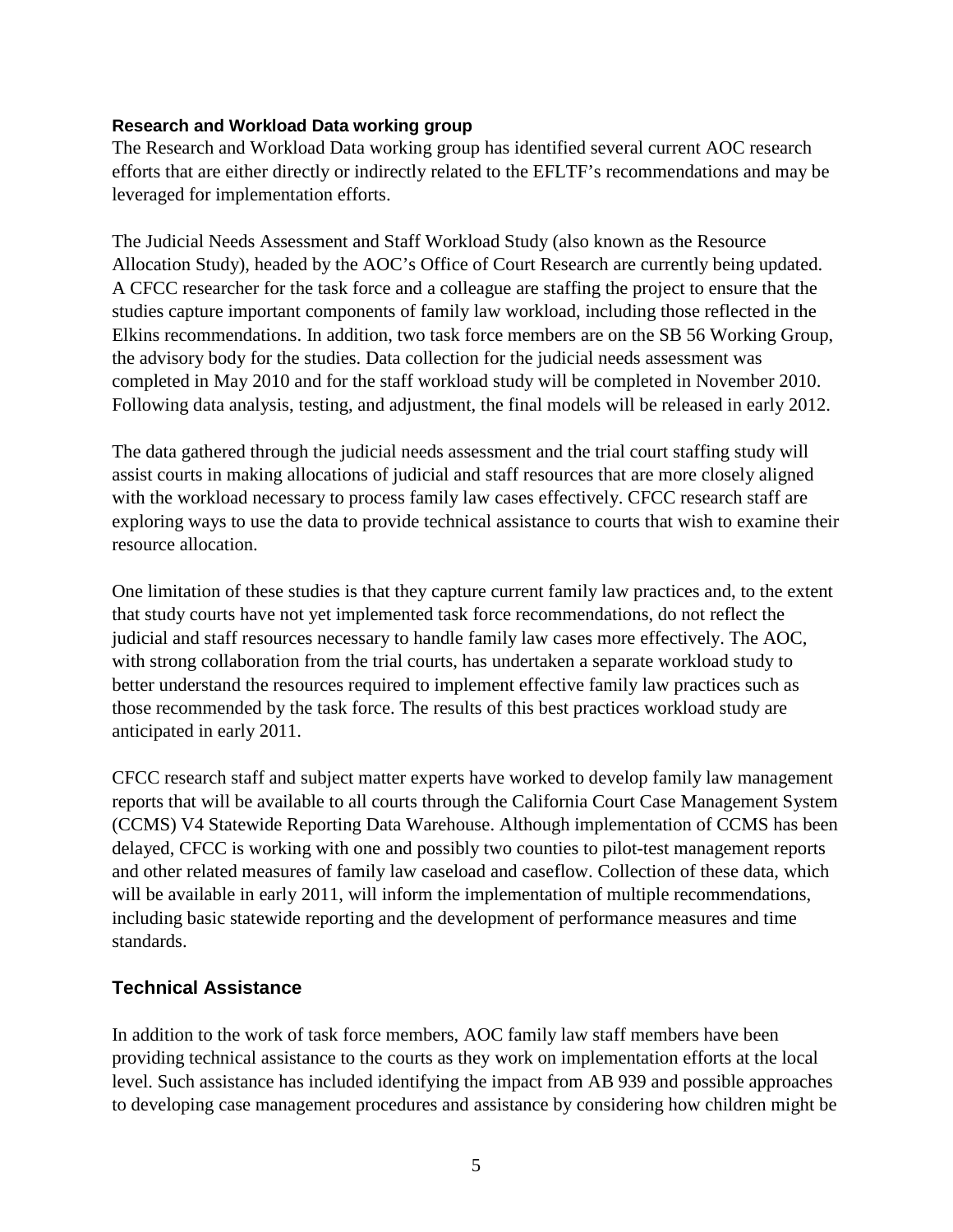#### Research and Workload Data working group

The Research and Workload Data working group has identified several current AOC research efforts that are either directly or indirectly related to the EFLTF's recommendations and may be leveraged for implementation efforts.

The Judicial Needs Assessment and Staff Workload Study (also known as the Resource Allocation Study), headed by the AOC's Office of Court Research are currently being updated. A CFCC researcher for the task force and a colleague are staffing the project to ensure that the studies capture important components of family law workload, including those reflected in the Elkins recommendations. In addition, two task force members are on the SB 56 Working Group, the advisory body for the studies. Data collection for the judicial needs assessment was completed in May 2010 and for the staff workload study will be completed in November 2010. Following data analysis, testing, and adjustment, the final models will be released in early 2012.

The data gathered through the judicial needs assessment and the trial court staffing study will assist courts in making allocations of judicial and staff resources that are more closely aligned with the workload necessary to process family law cases effectively. CFCC research staff are exploring ways to use the data to provide technical assistance to courts that wish to examine their resource allocation.

One limitation of these studies is that they capture current family law practices and, to the extent that study courts have not yet implemented task force recommendations, do not reflect the judicial and staff resources necessary to handle family law cases more effectively. The AOC, with strong collaboration from the trial courts, has undertaken a separate workload study to better understand the resources required to implement effective family law practices such as those recommended by the task force. The results of this best practices workload study are anticipated in early 2011.

CFCC research staff and subject matter experts have worked to develop family law management reports that will be available to all courts through the California Court Case Management System (CCMS) V4 Statewide Reporting Data Warehouse. Although implementation of CCMS has been delayed, CFCC is working with one and possibly two counties to pilot-test management reports and other related measures of family law caseload and caseflow. Collection of these data, which will be available in early 2011, will inform the implementation of multiple recommendations, including basic statewide reporting and the development of performance measures and time standards.

### Technical Assistance

In addition to the work of task force members, AOC family law staff members have been providing technical assistance to the courts as they work on implementation efforts at the local level. Such assistance has included identifying the impact from AB 939 and possible approaches to developing case management procedures and assistance by considering how children might be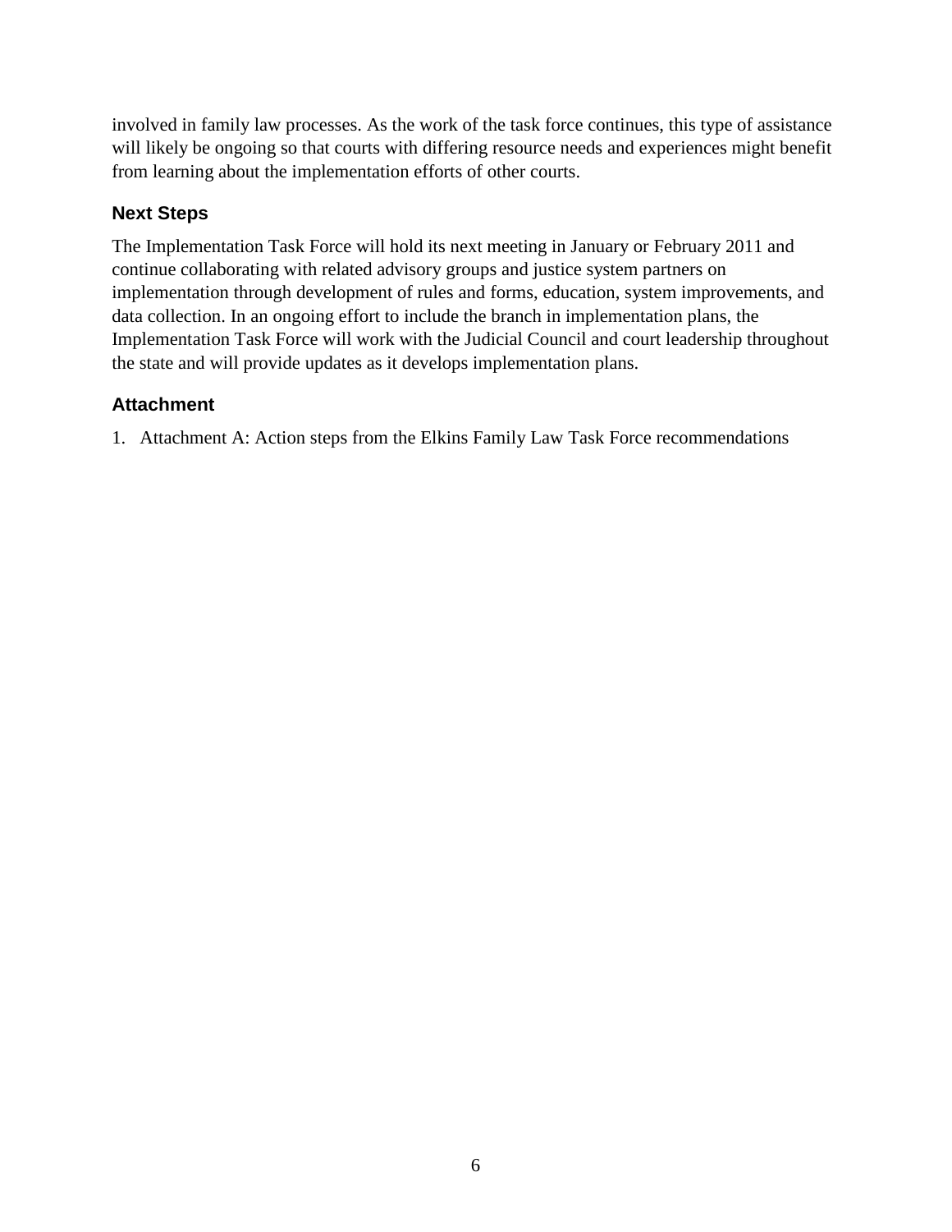involved in family law processes. As the work of the task force continues, this type of assistance will likely be ongoing so that courts with differing resource needs and experiences might benefit from learning about the implementation efforts of other courts.

### Next Steps

The Implementation Task Force will hold its next meeting in January or February 2011 and continue collaborating with related advisory groups and justice system partners on implementation through development of rules and forms, education, system improvements, and data collection. In an ongoing effort to include the branch in implementation plans, the Implementation Task Force will work with the Judicial Council and court leadership throughout the state and will provide updates as it develops implementation plans.

### Attachment

1. Attachment A: Action steps from the Elkins Family Law Task Force recommendations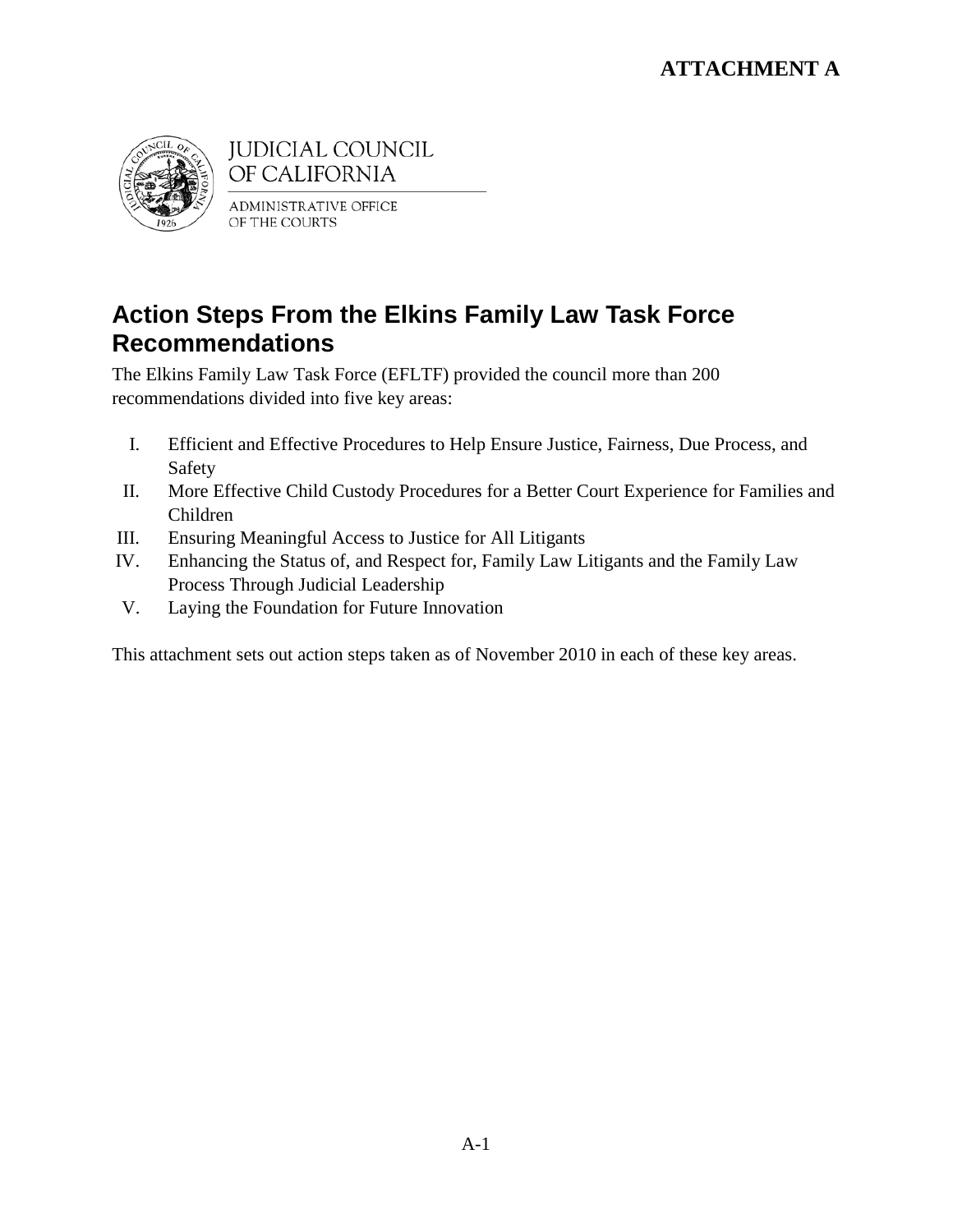**ATTACHMENT A**

JUDICIAL COUNCIL OF CALIFORNIA

ADMINISTRATIVE OFFICE OF THE COURTS

# Action Steps From the Elkins Family Law Task Force Recommendations

The Elkins Family Law Task Force (EFLTF) provided the council more than 200 recommendations divided into five key areas:

I. Efficient and Effective Procedures to Help Ensure Justice, Fairness, Due Process, and Safety
II. More Effective Child Custody Procedures for a Better Court Experience for Families and Children
III. Ensuring Meaningful Access to Justice for All Litigants
IV. Enhancing the Status of, and Respect for, Family Law Litigants and the Family Law Process Through Judicial Leadership
V. Laying the Foundation for Future Innovation

This attachment sets out action steps taken as of November 2010 in each of these key areas.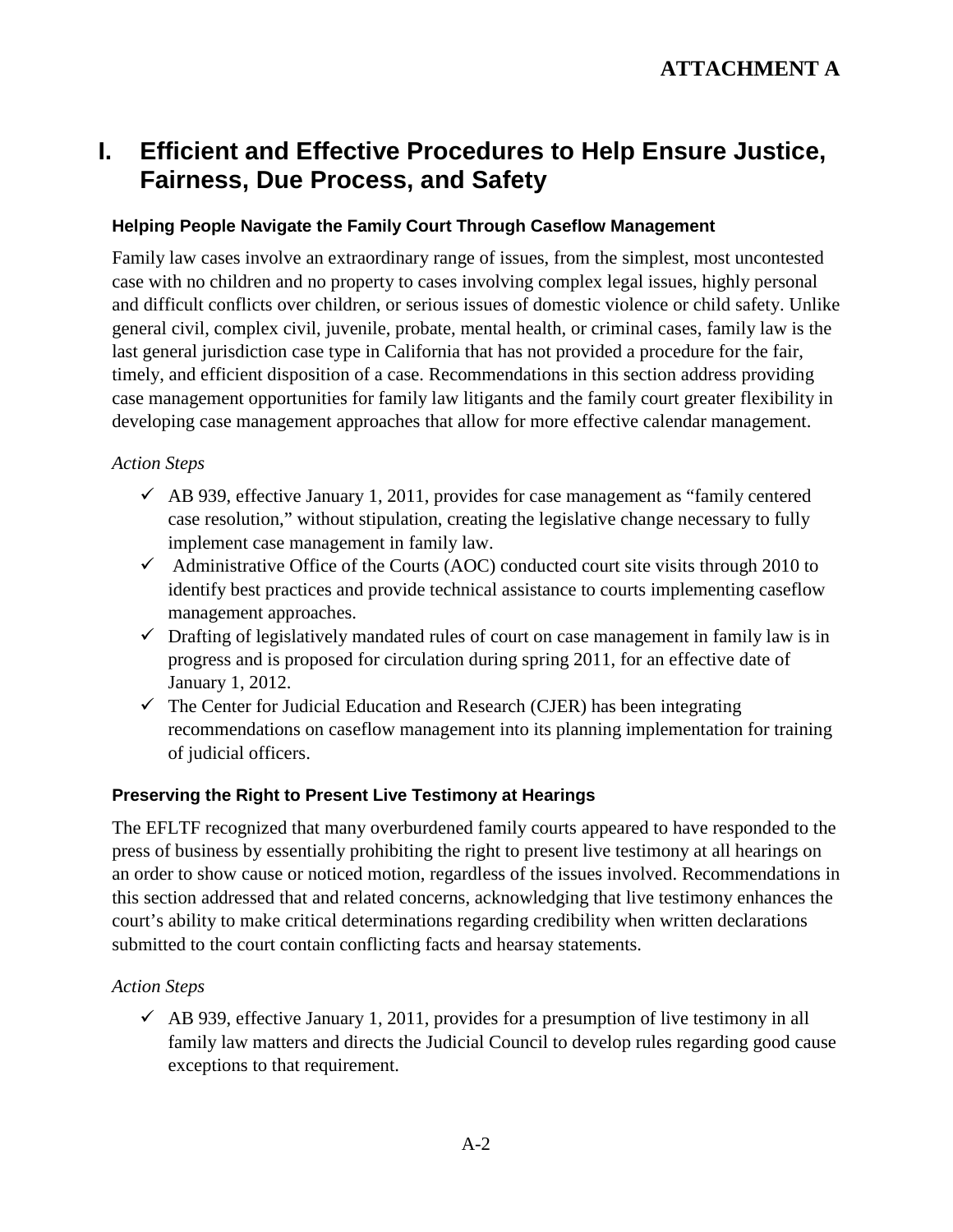# ATTACHMENT A

## I. Efficient and Effective Procedures to Help Ensure Justice, Fairness, Due Process, and Safety

### Helping People Navigate the Family Court Through Caseflow Management

Family law cases involve an extraordinary range of issues, from the simplest, most uncontested case with no children and no property to cases involving complex legal issues, highly personal and difficult conflicts over children, or serious issues of domestic violence or child safety. Unlike general civil, complex civil, juvenile, probate, mental health, or criminal cases, family law is the last general jurisdiction case type in California that has not provided a procedure for the fair, timely, and efficient disposition of a case. Recommendations in this section address providing case management opportunities for family law litigants and the family court greater flexibility in developing case management approaches that allow for more effective calendar management.

*Action Steps*

- ✓ AB 939, effective January 1, 2011, provides for case management as "family centered case resolution," without stipulation, creating the legislative change necessary to fully implement case management in family law.
- ✓ Administrative Office of the Courts (AOC) conducted court site visits through 2010 to identify best practices and provide technical assistance to courts implementing caseflow management approaches.
- ✓ Drafting of legislatively mandated rules of court on case management in family law is in progress and is proposed for circulation during spring 2011, for an effective date of January 1, 2012.
- ✓ The Center for Judicial Education and Research (CJER) has been integrating recommendations on caseflow management into its planning implementation for training of judicial officers.

### Preserving the Right to Present Live Testimony at Hearings

The EFLTF recognized that many overburdened family courts appeared to have responded to the press of business by essentially prohibiting the right to present live testimony at all hearings on an order to show cause or noticed motion, regardless of the issues involved. Recommendations in this section addressed that and related concerns, acknowledging that live testimony enhances the court's ability to make critical determinations regarding credibility when written declarations submitted to the court contain conflicting facts and hearsay statements.

*Action Steps*

- ✓ AB 939, effective January 1, 2011, provides for a presumption of live testimony in all family law matters and directs the Judicial Council to develop rules regarding good cause exceptions to that requirement.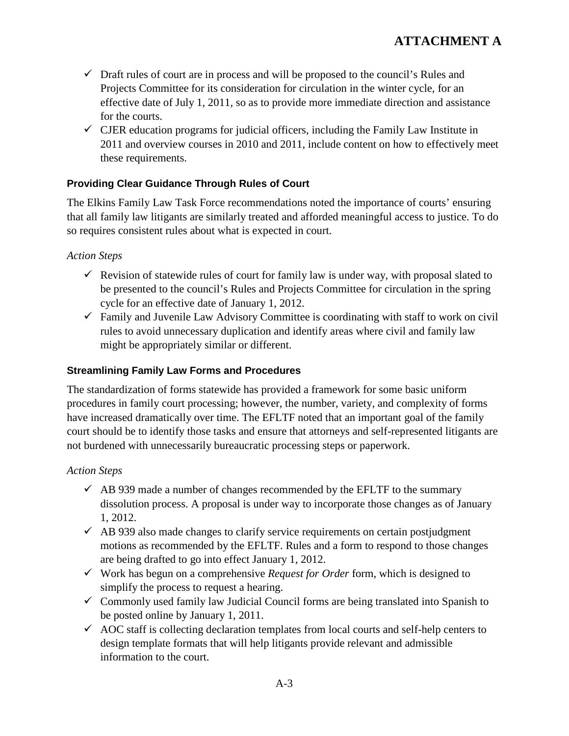- ✓ Draft rules of court are in process and will be proposed to the council's Rules and Projects Committee for its consideration for circulation in the winter cycle, for an effective date of July 1, 2011, so as to provide more immediate direction and assistance for the courts.
- ✓ CJER education programs for judicial officers, including the Family Law Institute in 2011 and overview courses in 2010 and 2011, include content on how to effectively meet these requirements.

### Providing Clear Guidance Through Rules of Court

The Elkins Family Law Task Force recommendations noted the importance of courts' ensuring that all family law litigants are similarly treated and afforded meaningful access to justice. To do so requires consistent rules about what is expected in court.

*Action Steps*

- ✓ Revision of statewide rules of court for family law is under way, with proposal slated to be presented to the council's Rules and Projects Committee for circulation in the spring cycle for an effective date of January 1, 2012.
- ✓ Family and Juvenile Law Advisory Committee is coordinating with staff to work on civil rules to avoid unnecessary duplication and identify areas where civil and family law might be appropriately similar or different.

### Streamlining Family Law Forms and Procedures

The standardization of forms statewide has provided a framework for some basic uniform procedures in family court processing; however, the number, variety, and complexity of forms have increased dramatically over time. The EFLTF noted that an important goal of the family court should be to identify those tasks and ensure that attorneys and self-represented litigants are not burdened with unnecessarily bureaucratic processing steps or paperwork.

*Action Steps*

- ✓ AB 939 made a number of changes recommended by the EFLTF to the summary dissolution process. A proposal is under way to incorporate those changes as of January 1, 2012.
- ✓ AB 939 also made changes to clarify service requirements on certain postjudgment motions as recommended by the EFLTF. Rules and a form to respond to those changes are being drafted to go into effect January 1, 2012.
- ✓ Work has begun on a comprehensive *Request for Order* form, which is designed to simplify the process to request a hearing.
- ✓ Commonly used family law Judicial Council forms are being translated into Spanish to be posted online by January 1, 2011.
- ✓ AOC staff is collecting declaration templates from local courts and self-help centers to design template formats that will help litigants provide relevant and admissible information to the court.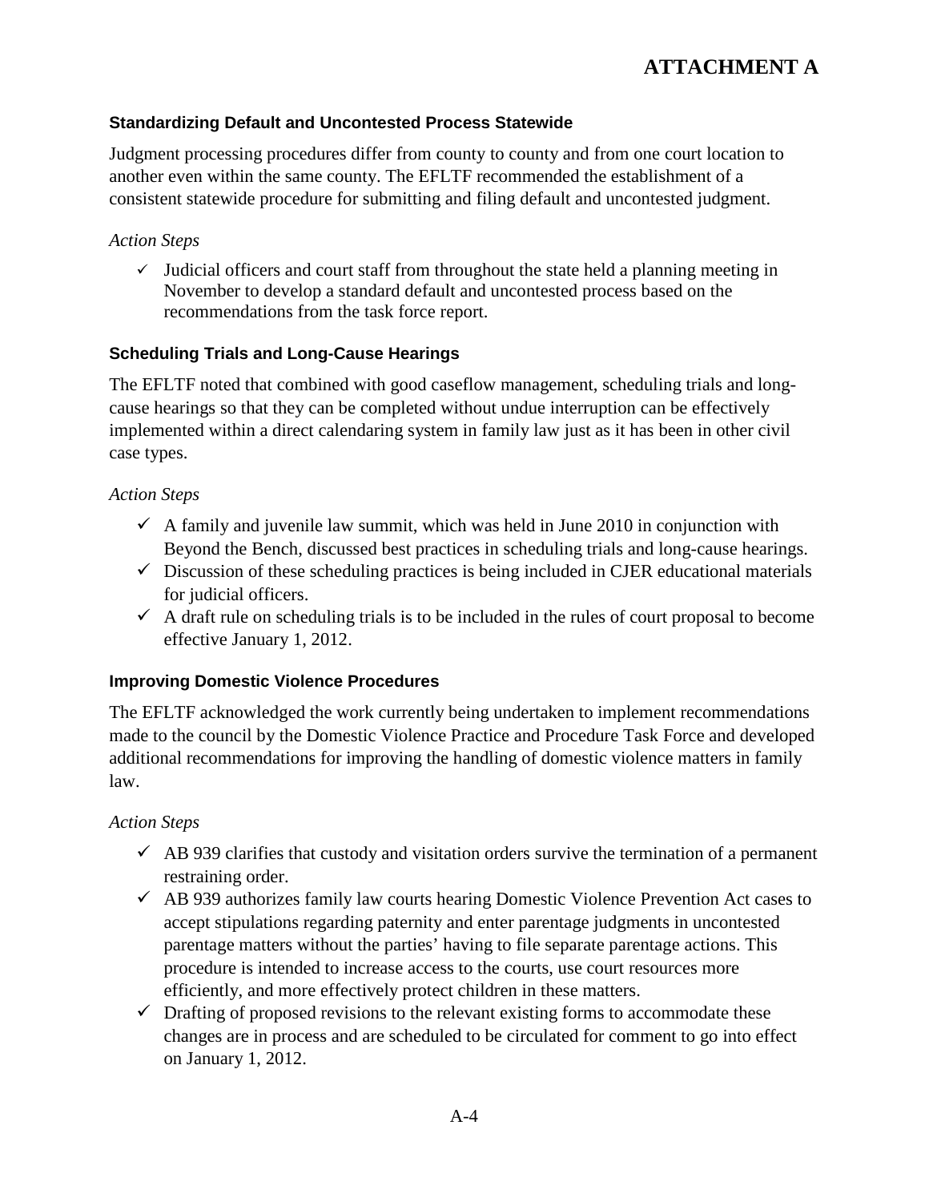# ATTACHMENT A

### Standardizing Default and Uncontested Process Statewide

Judgment processing procedures differ from county to county and from one court location to another even within the same county. The EFLTF recommended the establishment of a consistent statewide procedure for submitting and filing default and uncontested judgment.

*Action Steps*

- ✓ Judicial officers and court staff from throughout the state held a planning meeting in November to develop a standard default and uncontested process based on the recommendations from the task force report.

### Scheduling Trials and Long-Cause Hearings

The EFLTF noted that combined with good caseflow management, scheduling trials and long-cause hearings so that they can be completed without undue interruption can be effectively implemented within a direct calendaring system in family law just as it has been in other civil case types.

*Action Steps*

- ✓ A family and juvenile law summit, which was held in June 2010 in conjunction with Beyond the Bench, discussed best practices in scheduling trials and long-cause hearings.
- ✓ Discussion of these scheduling practices is being included in CJER educational materials for judicial officers.
- ✓ A draft rule on scheduling trials is to be included in the rules of court proposal to become effective January 1, 2012.

### Improving Domestic Violence Procedures

The EFLTF acknowledged the work currently being undertaken to implement recommendations made to the council by the Domestic Violence Practice and Procedure Task Force and developed additional recommendations for improving the handling of domestic violence matters in family law.

*Action Steps*

- ✓ AB 939 clarifies that custody and visitation orders survive the termination of a permanent restraining order.
- ✓ AB 939 authorizes family law courts hearing Domestic Violence Prevention Act cases to accept stipulations regarding paternity and enter parentage judgments in uncontested parentage matters without the parties' having to file separate parentage actions. This procedure is intended to increase access to the courts, use court resources more efficiently, and more effectively protect children in these matters.
- ✓ Drafting of proposed revisions to the relevant existing forms to accommodate these changes are in process and are scheduled to be circulated for comment to go into effect on January 1, 2012.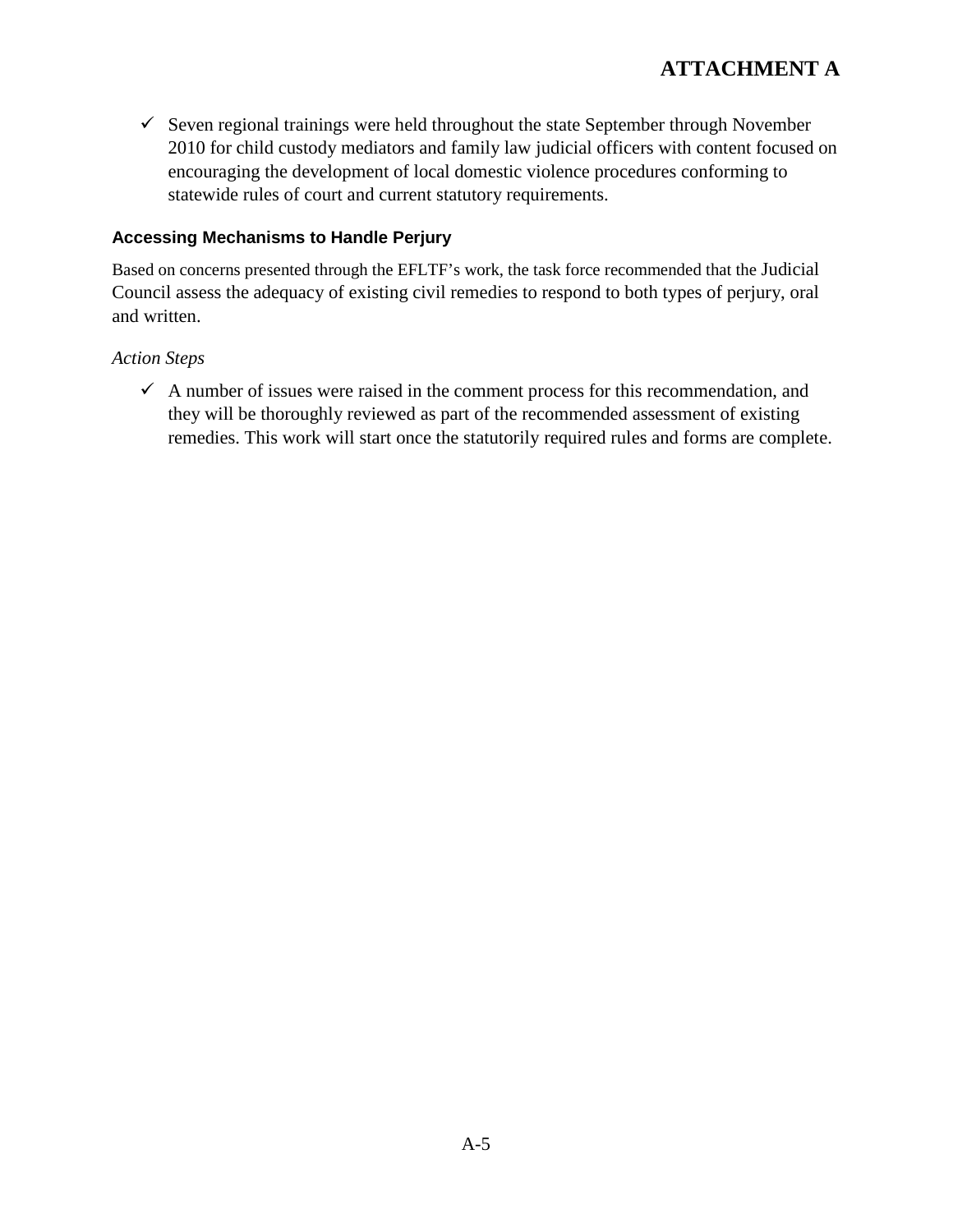- ✓ Seven regional trainings were held throughout the state September through November 2010 for child custody mediators and family law judicial officers with content focused on encouraging the development of local domestic violence procedures conforming to statewide rules of court and current statutory requirements.

### Accessing Mechanisms to Handle Perjury

Based on concerns presented through the EFLTF's work, the task force recommended that the Judicial Council assess the adequacy of existing civil remedies to respond to both types of perjury, oral and written.

*Action Steps*

- ✓ A number of issues were raised in the comment process for this recommendation, and they will be thoroughly reviewed as part of the recommended assessment of existing remedies. This work will start once the statutorily required rules and forms are complete.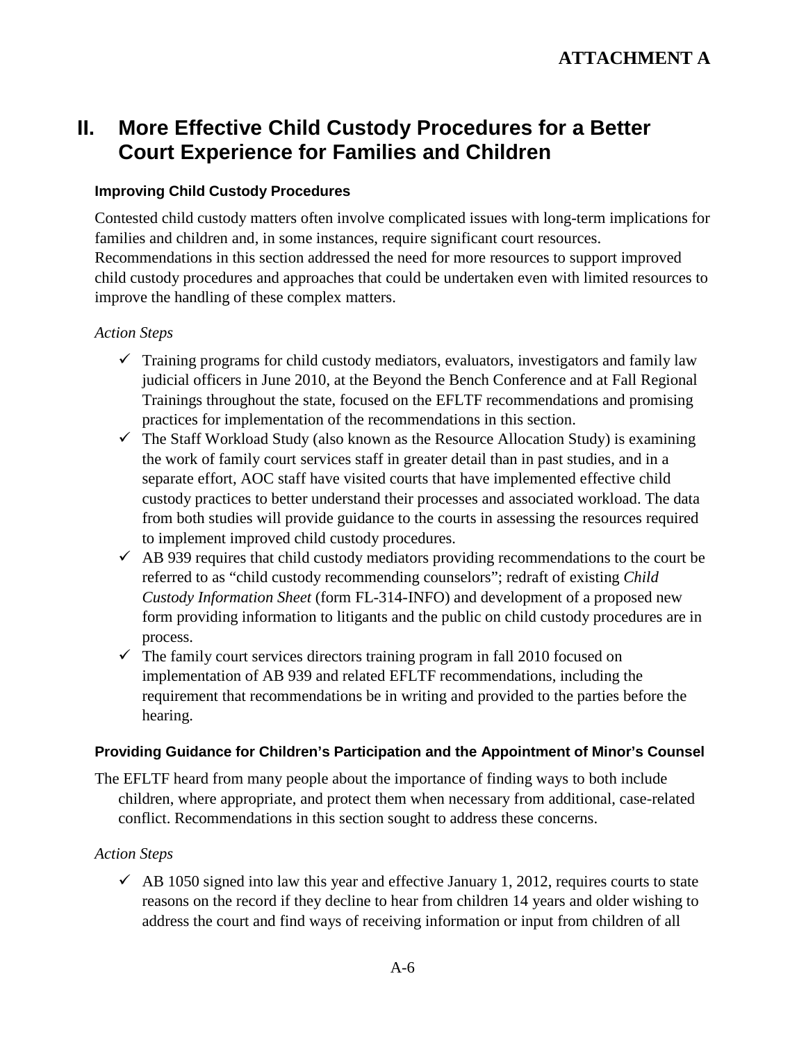# II. More Effective Child Custody Procedures for a Better Court Experience for Families and Children

### Improving Child Custody Procedures

Contested child custody matters often involve complicated issues with long-term implications for families and children and, in some instances, require significant court resources. Recommendations in this section addressed the need for more resources to support improved child custody procedures and approaches that could be undertaken even with limited resources to improve the handling of these complex matters.

*Action Steps*

- ✓ Training programs for child custody mediators, evaluators, investigators and family law judicial officers in June 2010, at the Beyond the Bench Conference and at Fall Regional Trainings throughout the state, focused on the EFLTF recommendations and promising practices for implementation of the recommendations in this section.
- ✓ The Staff Workload Study (also known as the Resource Allocation Study) is examining the work of family court services staff in greater detail than in past studies, and in a separate effort, AOC staff have visited courts that have implemented effective child custody practices to better understand their processes and associated workload. The data from both studies will provide guidance to the courts in assessing the resources required to implement improved child custody procedures.
- ✓ AB 939 requires that child custody mediators providing recommendations to the court be referred to as "child custody recommending counselors"; redraft of existing *Child Custody Information Sheet* (form FL-314-INFO) and development of a proposed new form providing information to litigants and the public on child custody procedures are in process.
- ✓ The family court services directors training program in fall 2010 focused on implementation of AB 939 and related EFLTF recommendations, including the requirement that recommendations be in writing and provided to the parties before the hearing.

### Providing Guidance for Children's Participation and the Appointment of Minor's Counsel

The EFLTF heard from many people about the importance of finding ways to both include children, where appropriate, and protect them when necessary from additional, case-related conflict. Recommendations in this section sought to address these concerns.

*Action Steps*

- ✓ AB 1050 signed into law this year and effective January 1, 2012, requires courts to state reasons on the record if they decline to hear from children 14 years and older wishing to address the court and find ways of receiving information or input from children of all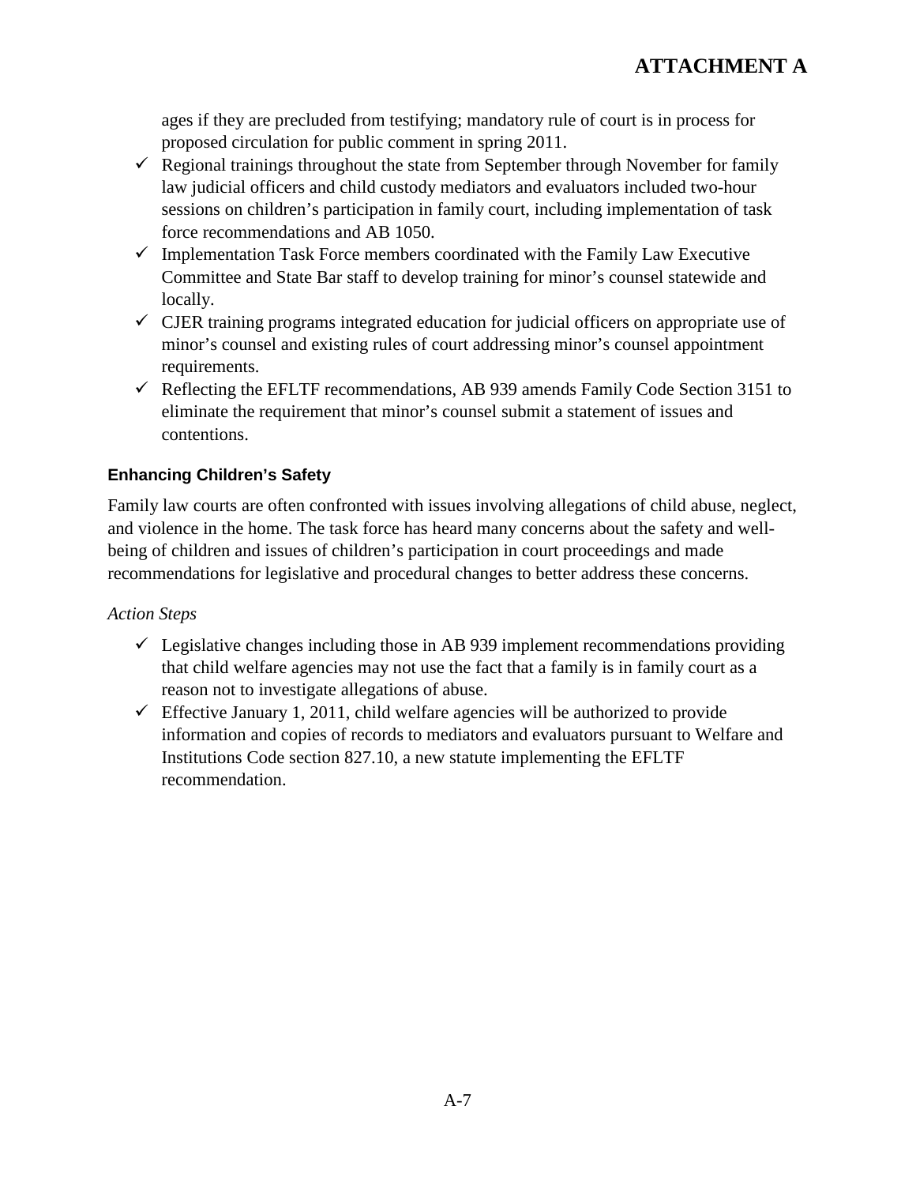ages if they are precluded from testifying; mandatory rule of court is in process for proposed circulation for public comment in spring 2011.

- ✓ Regional trainings throughout the state from September through November for family law judicial officers and child custody mediators and evaluators included two-hour sessions on children's participation in family court, including implementation of task force recommendations and AB 1050.
- ✓ Implementation Task Force members coordinated with the Family Law Executive Committee and State Bar staff to develop training for minor's counsel statewide and locally.
- ✓ CJER training programs integrated education for judicial officers on appropriate use of minor's counsel and existing rules of court addressing minor's counsel appointment requirements.
- ✓ Reflecting the EFLTF recommendations, AB 939 amends Family Code Section 3151 to eliminate the requirement that minor's counsel submit a statement of issues and contentions.

### Enhancing Children's Safety

Family law courts are often confronted with issues involving allegations of child abuse, neglect, and violence in the home. The task force has heard many concerns about the safety and well-being of children and issues of children's participation in court proceedings and made recommendations for legislative and procedural changes to better address these concerns.

*Action Steps*

- ✓ Legislative changes including those in AB 939 implement recommendations providing that child welfare agencies may not use the fact that a family is in family court as a reason not to investigate allegations of abuse.
- ✓ Effective January 1, 2011, child welfare agencies will be authorized to provide information and copies of records to mediators and evaluators pursuant to Welfare and Institutions Code section 827.10, a new statute implementing the EFLTF recommendation.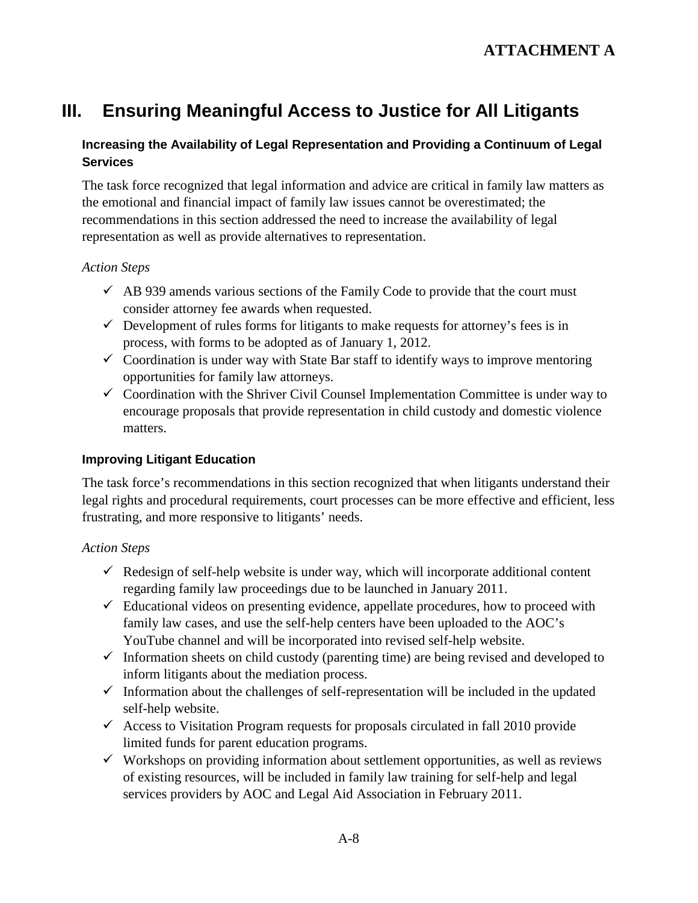**ATTACHMENT A**

# III. Ensuring Meaningful Access to Justice for All Litigants

### Increasing the Availability of Legal Representation and Providing a Continuum of Legal Services

The task force recognized that legal information and advice are critical in family law matters as the emotional and financial impact of family law issues cannot be overestimated; the recommendations in this section addressed the need to increase the availability of legal representation as well as provide alternatives to representation.

*Action Steps*

- ✓ AB 939 amends various sections of the Family Code to provide that the court must consider attorney fee awards when requested.
- ✓ Development of rules forms for litigants to make requests for attorney's fees is in process, with forms to be adopted as of January 1, 2012.
- ✓ Coordination is under way with State Bar staff to identify ways to improve mentoring opportunities for family law attorneys.
- ✓ Coordination with the Shriver Civil Counsel Implementation Committee is under way to encourage proposals that provide representation in child custody and domestic violence matters.

### Improving Litigant Education

The task force's recommendations in this section recognized that when litigants understand their legal rights and procedural requirements, court processes can be more effective and efficient, less frustrating, and more responsive to litigants' needs.

*Action Steps*

- ✓ Redesign of self-help website is under way, which will incorporate additional content regarding family law proceedings due to be launched in January 2011.
- ✓ Educational videos on presenting evidence, appellate procedures, how to proceed with family law cases, and use the self-help centers have been uploaded to the AOC's YouTube channel and will be incorporated into revised self-help website.
- ✓ Information sheets on child custody (parenting time) are being revised and developed to inform litigants about the mediation process.
- ✓ Information about the challenges of self-representation will be included in the updated self-help website.
- ✓ Access to Visitation Program requests for proposals circulated in fall 2010 provide limited funds for parent education programs.
- ✓ Workshops on providing information about settlement opportunities, as well as reviews of existing resources, will be included in family law training for self-help and legal services providers by AOC and Legal Aid Association in February 2011.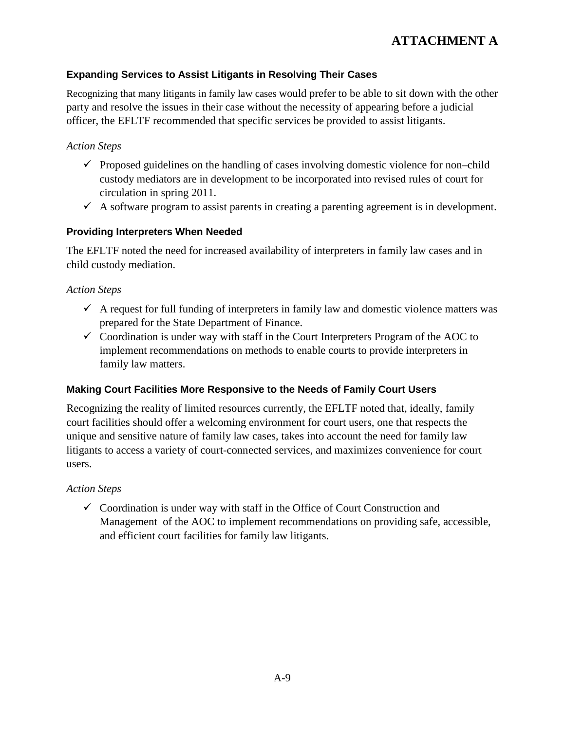# ATTACHMENT A

### Expanding Services to Assist Litigants in Resolving Their Cases

Recognizing that many litigants in family law cases would prefer to be able to sit down with the other party and resolve the issues in their case without the necessity of appearing before a judicial officer, the EFLTF recommended that specific services be provided to assist litigants.

*Action Steps*

- ✓ Proposed guidelines on the handling of cases involving domestic violence for non–child custody mediators are in development to be incorporated into revised rules of court for circulation in spring 2011.
- ✓ A software program to assist parents in creating a parenting agreement is in development.

### Providing Interpreters When Needed

The EFLTF noted the need for increased availability of interpreters in family law cases and in child custody mediation.

*Action Steps*

- ✓ A request for full funding of interpreters in family law and domestic violence matters was prepared for the State Department of Finance.
- ✓ Coordination is under way with staff in the Court Interpreters Program of the AOC to implement recommendations on methods to enable courts to provide interpreters in family law matters.

### Making Court Facilities More Responsive to the Needs of Family Court Users

Recognizing the reality of limited resources currently, the EFLTF noted that, ideally, family court facilities should offer a welcoming environment for court users, one that respects the unique and sensitive nature of family law cases, takes into account the need for family law litigants to access a variety of court-connected services, and maximizes convenience for court users.

*Action Steps*

- ✓ Coordination is under way with staff in the Office of Court Construction and Management of the AOC to implement recommendations on providing safe, accessible, and efficient court facilities for family law litigants.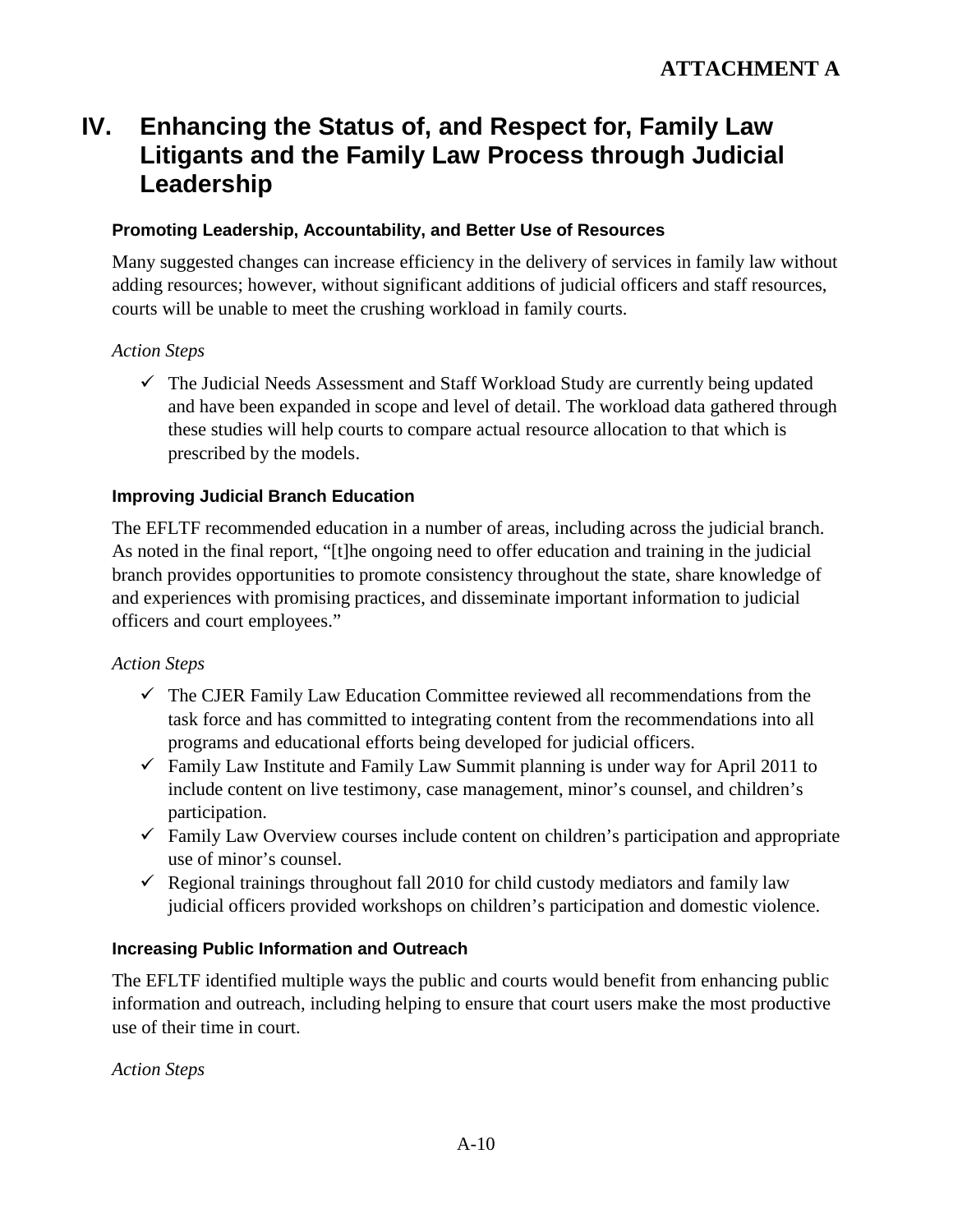# IV. Enhancing the Status of, and Respect for, Family Law Litigants and the Family Law Process through Judicial Leadership

### Promoting Leadership, Accountability, and Better Use of Resources

Many suggested changes can increase efficiency in the delivery of services in family law without adding resources; however, without significant additions of judicial officers and staff resources, courts will be unable to meet the crushing workload in family courts.

*Action Steps*

- ✓ The Judicial Needs Assessment and Staff Workload Study are currently being updated and have been expanded in scope and level of detail. The workload data gathered through these studies will help courts to compare actual resource allocation to that which is prescribed by the models.

### Improving Judicial Branch Education

The EFLTF recommended education in a number of areas, including across the judicial branch. As noted in the final report, "[t]he ongoing need to offer education and training in the judicial branch provides opportunities to promote consistency throughout the state, share knowledge of and experiences with promising practices, and disseminate important information to judicial officers and court employees."

*Action Steps*

- ✓ The CJER Family Law Education Committee reviewed all recommendations from the task force and has committed to integrating content from the recommendations into all programs and educational efforts being developed for judicial officers.
- ✓ Family Law Institute and Family Law Summit planning is under way for April 2011 to include content on live testimony, case management, minor's counsel, and children's participation.
- ✓ Family Law Overview courses include content on children's participation and appropriate use of minor's counsel.
- ✓ Regional trainings throughout fall 2010 for child custody mediators and family law judicial officers provided workshops on children's participation and domestic violence.

### Increasing Public Information and Outreach

The EFLTF identified multiple ways the public and courts would benefit from enhancing public information and outreach, including helping to ensure that court users make the most productive use of their time in court.

*Action Steps*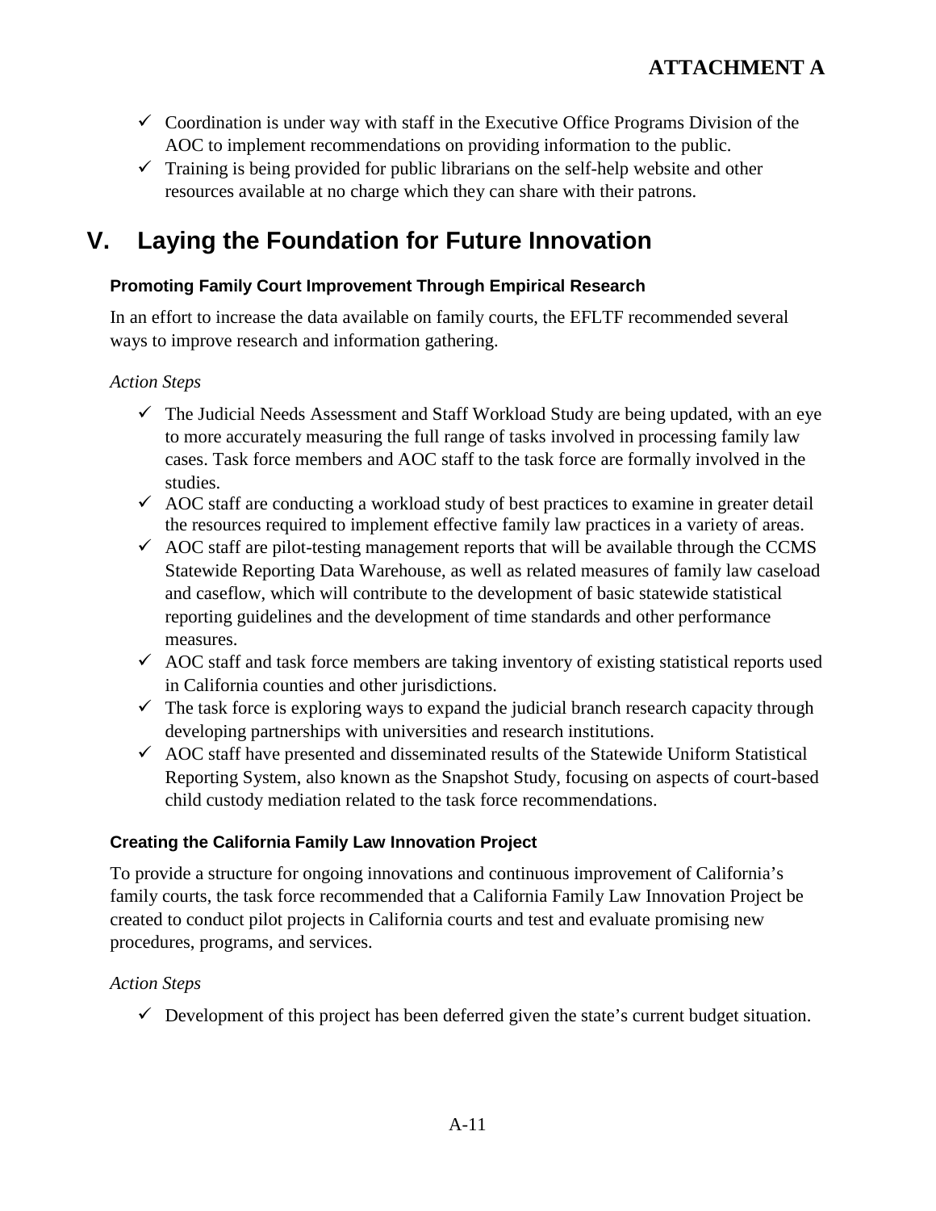- ✓ Coordination is under way with staff in the Executive Office Programs Division of the AOC to implement recommendations on providing information to the public.
- ✓ Training is being provided for public librarians on the self-help website and other resources available at no charge which they can share with their patrons.

## V. Laying the Foundation for Future Innovation

### Promoting Family Court Improvement Through Empirical Research

In an effort to increase the data available on family courts, the EFLTF recommended several ways to improve research and information gathering.

*Action Steps*

- ✓ The Judicial Needs Assessment and Staff Workload Study are being updated, with an eye to more accurately measuring the full range of tasks involved in processing family law cases. Task force members and AOC staff to the task force are formally involved in the studies.
- ✓ AOC staff are conducting a workload study of best practices to examine in greater detail the resources required to implement effective family law practices in a variety of areas.
- ✓ AOC staff are pilot-testing management reports that will be available through the CCMS Statewide Reporting Data Warehouse, as well as related measures of family law caseload and caseflow, which will contribute to the development of basic statewide statistical reporting guidelines and the development of time standards and other performance measures.
- ✓ AOC staff and task force members are taking inventory of existing statistical reports used in California counties and other jurisdictions.
- ✓ The task force is exploring ways to expand the judicial branch research capacity through developing partnerships with universities and research institutions.
- ✓ AOC staff have presented and disseminated results of the Statewide Uniform Statistical Reporting System, also known as the Snapshot Study, focusing on aspects of court-based child custody mediation related to the task force recommendations.

### Creating the California Family Law Innovation Project

To provide a structure for ongoing innovations and continuous improvement of California's family courts, the task force recommended that a California Family Law Innovation Project be created to conduct pilot projects in California courts and test and evaluate promising new procedures, programs, and services.

*Action Steps*

- ✓ Development of this project has been deferred given the state's current budget situation.